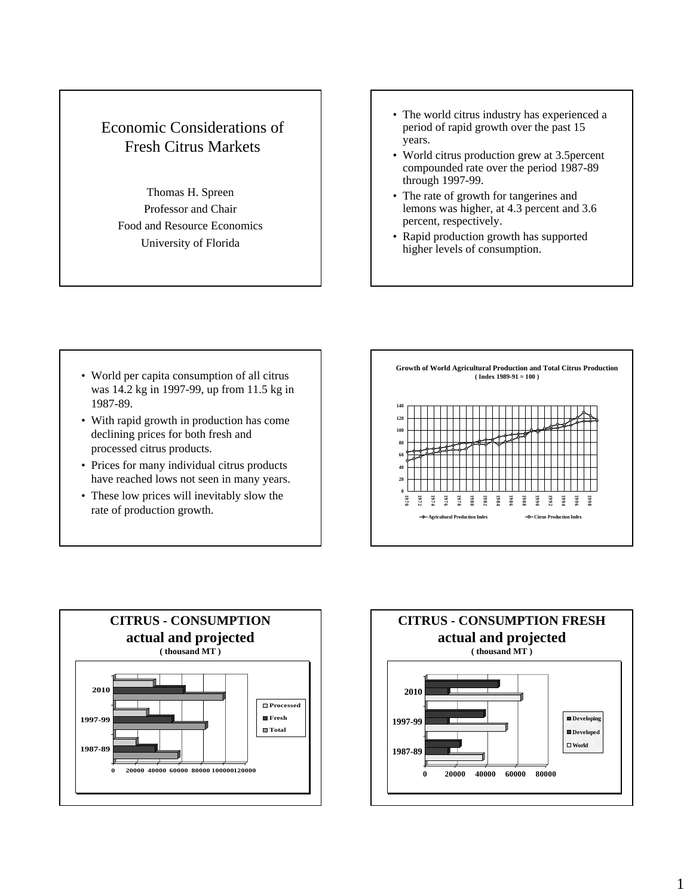# Economic Considerations of Fresh Citrus Markets

Thomas H. Spreen
Professor and Chair
Food and Resource Economics
University of Florida

- The world citrus industry has experienced a period of rapid growth over the past 15 years.
- World citrus production grew at 3.5percent compounded rate over the period 1987-89 through 1997-99.
- The rate of growth for tangerines and lemons was higher, at 4.3 percent and 3.6 percent, respectively.
- Rapid production growth has supported higher levels of consumption.

- World per capita consumption of all citrus was 14.2 kg in 1997-99, up from 11.5 kg in 1987-89.
- With rapid growth in production has come declining prices for both fresh and processed citrus products.
- Prices for many individual citrus products have reached lows not seen in many years.
- These low prices will inevitably slow the rate of production growth.

**Growth of World Agricultural Production and Total Citrus Production ( Index 1989-91 = 100 )**

Legend: Agricultural Production Index; Citrus Production Index

## CITRUS - CONSUMPTION actual and projected

**( thousand MT )**

Legend: Processed; Fresh; Total (periods: 1987-89, 1997-99, 2010)

## CITRUS - CONSUMPTION FRESH actual and projected

**( thousand MT )**

Legend: Developing; Developed; World (periods: 1987-89, 1997-99, 2010)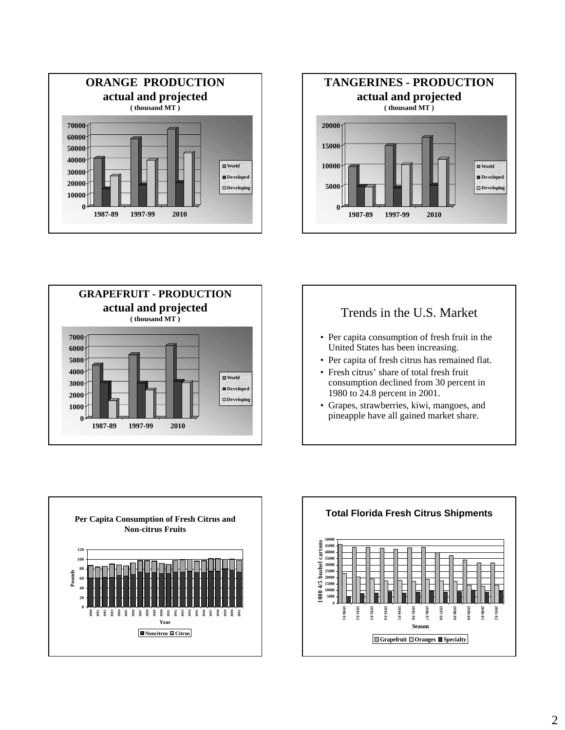## ORANGE PRODUCTION actual and projected

( thousand MT )

## TANGERINES - PRODUCTION actual and projected

( thousand MT )

## GRAPEFRUIT - PRODUCTION actual and projected

( thousand MT )

## Trends in the U.S. Market

- Per capita consumption of fresh fruit in the United States has been increasing.
- Per capita of fresh citrus has remained flat.
- Fresh citrus' share of total fresh fruit consumption declined from 30 percent in 1980 to 24.8 percent in 2001.
- Grapes, strawberries, kiwi, mangoes, and pineapple have all gained market share.

## Per Capita Consumption of Fresh Citrus and Non-citrus Fruits

## Total Florida Fresh Citrus Shipments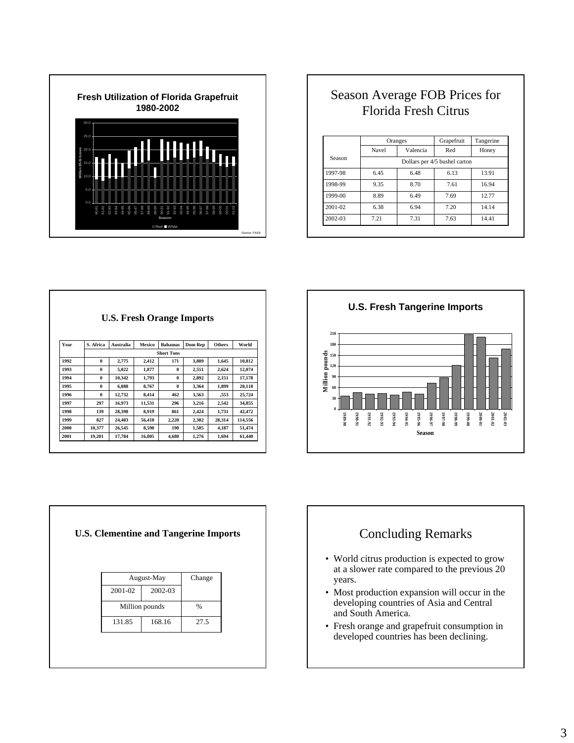## Fresh Utilization of Florida Grapefruit 1980-2002

Million 85-lb boxes

Season

Red ■ White

Source: FASS

## Season Average FOB Prices for Florida Fresh Citrus

| Season | Oranges | | Grapefruit | Tangerine |
|---|---|---|---|---|
| | Navel | Valencia | Red | Honey |
| | Dollars per 4/5 bushel carton | | | |
| 1997-98 | 6.45 | 6.48 | 6.13 | 13.91 |
| 1998-99 | 9.35 | 8.70 | 7.61 | 16.94 |
| 1999-00 | 8.89 | 6.49 | 7.69 | 12.77 |
| 2001-02 | 6.38 | 6.94 | 7.20 | 14.14 |
| 2002-03 | 7.21 | 7.31 | 7.63 | 14.41 |

## U.S. Fresh Orange Imports

| Year | S. Africa | Australia | Mexico | Bahamas | Dom Rep | Others | World |
|---|---|---|---|---|---|---|---|
| | Short Tons | | | | | | |
| 1992 | 0 | 2,775 | 2,412 | 171 | 3,809 | 1,645 | 10,812 |
| 1993 | 0 | 5,022 | 1,877 | 0 | 2,551 | 2,624 | 12,074 |
| 1994 | 0 | 10,342 | 1,793 | 0 | 2,892 | 2,151 | 17,178 |
| 1995 | 0 | 6,088 | 8,767 | 0 | 3,364 | 1,899 | 20,118 |
| 1996 | 0 | 12,732 | 8,414 | 462 | 3,563 | ,553 | 25,724 |
| 1997 | 297 | 16,973 | 11,531 | 296 | 3,216 | 2,542 | 34,855 |
| 1998 | 139 | 28,398 | 8,919 | 861 | 2,424 | 1,731 | 42,472 |
| 1999 | 827 | 24,403 | 56,410 | 2,220 | 2,382 | 28,314 | 114,556 |
| 2000 | 10,377 | 26,545 | 8,590 | 190 | 1,585 | 4,187 | 51,474 |
| 2001 | 19,201 | 17,784 | 16,805 | 4,680 | 1,276 | 1,694 | 61,440 |

## U.S. Fresh Tangerine Imports

Million pounds

Season

## U.S. Clementine and Tangerine Imports

| August-May | | Change |
|---|---|---|
| 2001-02 | 2002-03 | |
| Million pounds | | % |
| 131.85 | 168.16 | 27.5 |

## Concluding Remarks

- World citrus production is expected to grow at a slower rate compared to the previous 20 years.
- Most production expansion will occur in the developing countries of Asia and Central and South America.
- Fresh orange and grapefruit consumption in developed countries has been declining.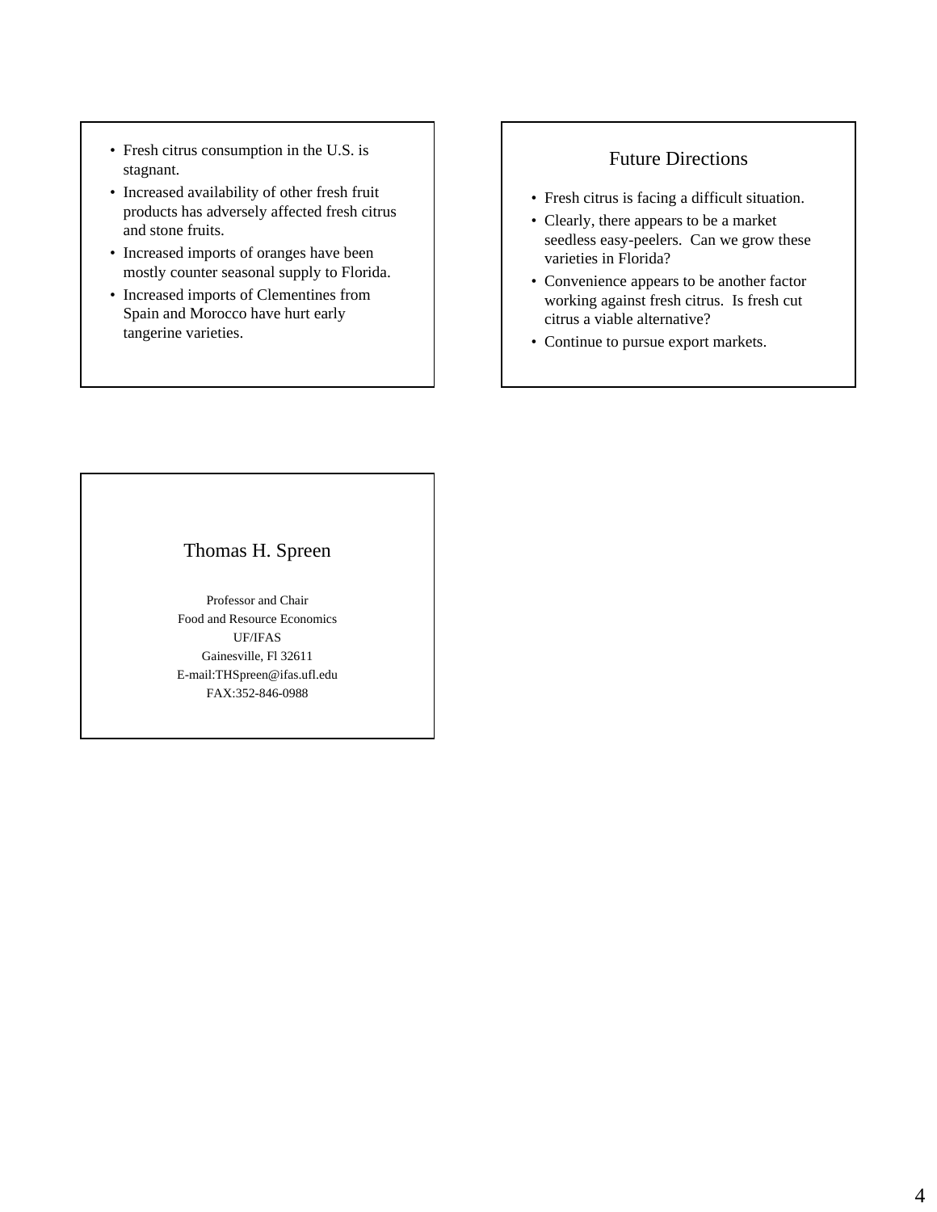- Fresh citrus consumption in the U.S. is stagnant.
- Increased availability of other fresh fruit products has adversely affected fresh citrus and stone fruits.
- Increased imports of oranges have been mostly counter seasonal supply to Florida.
- Increased imports of Clementines from Spain and Morocco have hurt early tangerine varieties.

## Future Directions

- Fresh citrus is facing a difficult situation.
- Clearly, there appears to be a market seedless easy-peelers. Can we grow these varieties in Florida?
- Convenience appears to be another factor working against fresh citrus. Is fresh cut citrus a viable alternative?
- Continue to pursue export markets.

## Thomas H. Spreen

Professor and Chair
Food and Resource Economics
UF/IFAS
Gainesville, Fl 32611
E-mail:THSpreen@ifas.ufl.edu
FAX:352-846-0988